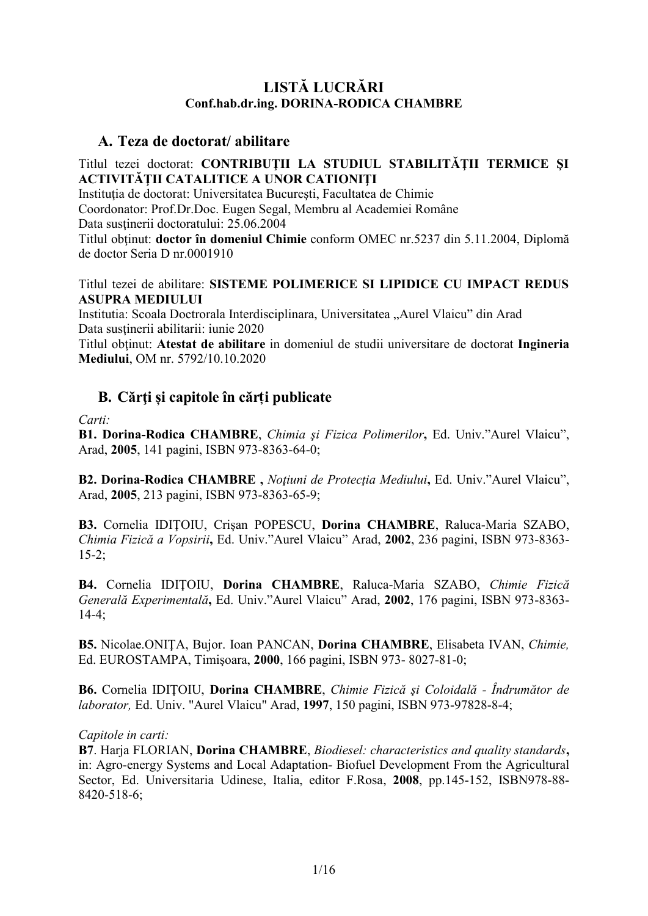# LISTĂ LUCRĂRI

**Conf.hab.dr.ing. DORINA-RODICA CHAMBRE**

## A. Teza de doctorat/ abilitare

Titlul tezei doctorat: **CONTRIBUŢII LA STUDIUL STABILITĂŢII TERMICE ŞI ACTIVITĂŢII CATALITICE A UNOR CATIONIŢI**

Instituţia de doctorat: Universitatea Bucureşti, Facultatea de Chimie

Coordonator: Prof.Dr.Doc. Eugen Segal, Membru al Academiei Române

Data susţinerii doctoratului: 25.06.2004

Titlul obţinut: **doctor în domeniul Chimie** conform OMEC nr.5237 din 5.11.2004, Diplomă de doctor Seria D nr.0001910

Titlul tezei de abilitare: **SISTEME POLIMERICE SI LIPIDICE CU IMPACT REDUS ASUPRA MEDIULUI**

Institutia: Scoala Doctorala Interdisciplinara, Universitatea „Aurel Vlaicu" din Arad

Data susţinerii abilitarii: iunie 2020

Titlul obţinut: **Atestat de abilitare** in domeniul de studii universitare de doctorat **Ingineria Mediului**, OM nr. 5792/10.10.2020

## B. Cărţi și capitole în cărți publicate

*Carti:*

**B1. Dorina-Rodica CHAMBRE**, *Chimia şi Fizica Polimerilor*, Ed. Univ."Aurel Vlaicu", Arad, **2005**, 141 pagini, ISBN 973-8363-64-0;

**B2. Dorina-Rodica CHAMBRE ,** *Noţiuni de Protecţia Mediului***,** Ed. Univ."Aurel Vlaicu", Arad, **2005**, 213 pagini, ISBN 973-8363-65-9;

**B3.** Cornelia IDIŢOIU, Crişan POPESCU, **Dorina CHAMBRE**, Raluca-Maria SZABO, *Chimia Fizică a Vopsirii***,** Ed. Univ."Aurel Vlaicu" Arad, **2002**, 236 pagini, ISBN 973-8363-15-2;

**B4.** Cornelia IDIŢOIU, **Dorina CHAMBRE**, Raluca-Maria SZABO, *Chimie Fizică Generală Experimentală***,** Ed. Univ."Aurel Vlaicu" Arad, **2002**, 176 pagini, ISBN 973-8363-14-4;

**B5.** Nicolae.ONIŢA, Bujor. Ioan PANCAN, **Dorina CHAMBRE**, Elisabeta IVAN, *Chimie,* Ed. EUROSTAMPA, Timişoara, **2000**, 166 pagini, ISBN 973- 8027-81-0;

**B6.** Cornelia IDIŢOIU, **Dorina CHAMBRE**, *Chimie Fizică şi Coloidală - Îndrumător de laborator,* Ed. Univ. "Aurel Vlaicu" Arad, **1997**, 150 pagini, ISBN 973-97828-8-4;

*Capitole in carti:*

**B7**. Harja FLORIAN, **Dorina CHAMBRE**, *Biodiesel: characteristics and quality standards***,** in: Agro-energy Systems and Local Adaptation- Biofuel Development From the Agricultural Sector, Ed. Universitaria Udinese, Italia, editor F.Rosa, **2008**, pp.145-152, ISBN978-88-8420-518-6;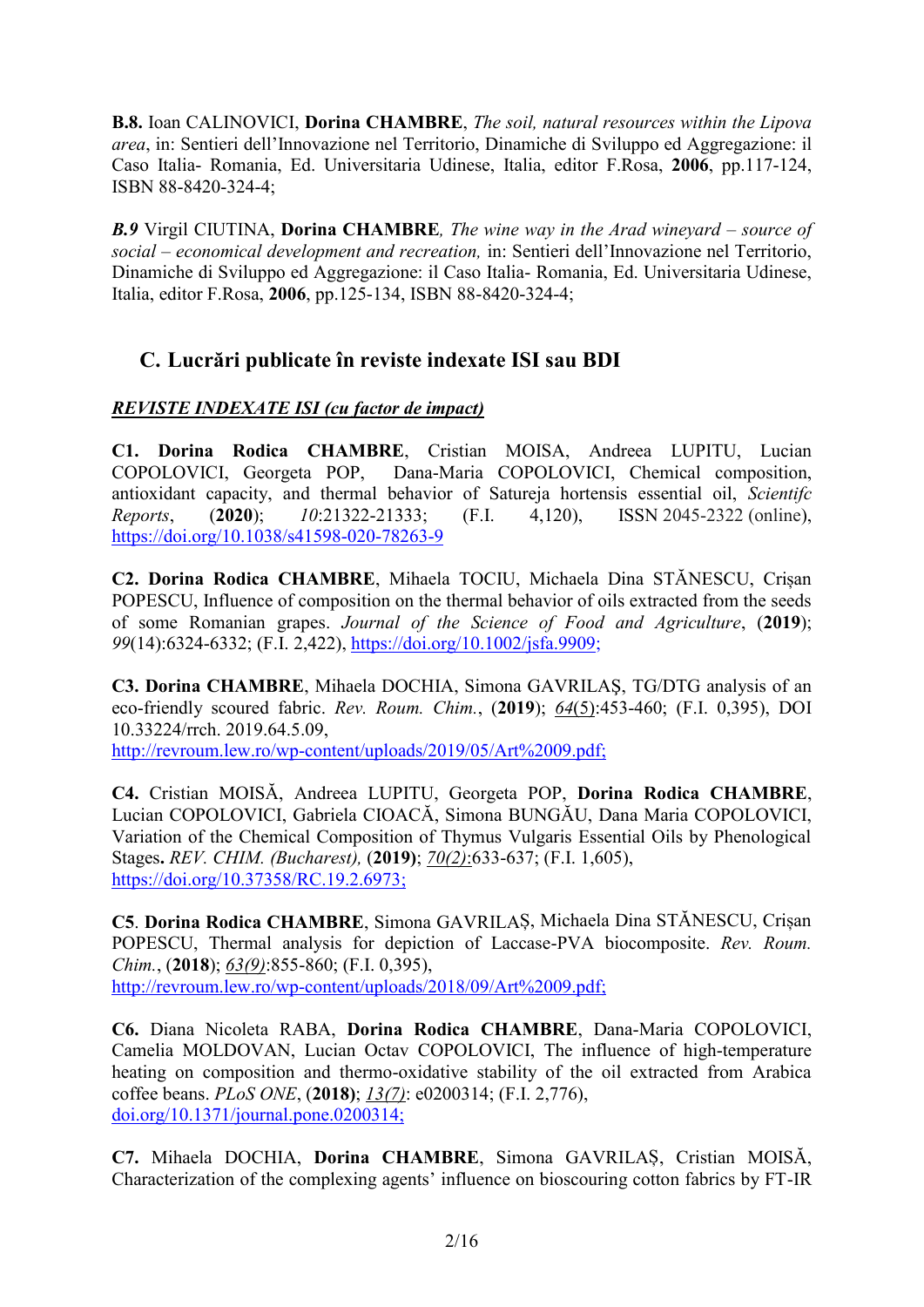**B.8.** Ioan CALINOVICI, **Dorina CHAMBRE**, *The soil, natural resources within the Lipova area*, in: Sentieri dell'Innovazione nel Territorio, Dinamiche di Sviluppo ed Aggregazione: il Caso Italia- Romania, Ed. Universitaria Udinese, Italia, editor F.Rosa, **2006**, pp.117-124, ISBN 88-8420-324-4;

***B.9*** Virgil CIUTINA, **Dorina CHAMBRE***, The wine way in the Arad wineyard – source of social – economical development and recreation,* in: Sentieri dell'Innovazione nel Territorio, Dinamiche di Sviluppo ed Aggregazione: il Caso Italia- Romania, Ed. Universitaria Udinese, Italia, editor F.Rosa, **2006**, pp.125-134, ISBN 88-8420-324-4;

## C. Lucrări publicate în reviste indexate ISI sau BDI

***REVISTE INDEXATE ISI (cu factor de impact)***

**C1. Dorina Rodica CHAMBRE**, Cristian MOISA, Andreea LUPITU, Lucian COPOLOVICI, Georgeta POP, Dana-Maria COPOLOVICI, Chemical composition, antioxidant capacity, and thermal behavior of Satureja hortensis essential oil, *Scientifc Reports*, (**2020**); *10*:21322-21333; (F.I. 4,120), ISSN 2045-2322 (online), https://doi.org/10.1038/s41598-020-78263-9

**C2. Dorina Rodica CHAMBRE**, Mihaela TOCIU, Michaela Dina STĂNESCU, Crișan POPESCU, Influence of composition on the thermal behavior of oils extracted from the seeds of some Romanian grapes. *Journal of the Science of Food and Agriculture*, (**2019**); *99*(14):6324-6332; (F.I. 2,422), https://doi.org/10.1002/jsfa.9909;

**C3. Dorina CHAMBRE**, Mihaela DOCHIA, Simona GAVRILAŞ, TG/DTG analysis of an eco-friendly scoured fabric. *Rev. Roum. Chim.*, (**2019**); *64*(5):453-460; (F.I. 0,395), DOI 10.33224/rrch. 2019.64.5.09, http://revroum.lew.ro/wp-content/uploads/2019/05/Art%2009.pdf;

**C4.** Cristian MOISĂ, Andreea LUPITU, Georgeta POP, **Dorina Rodica CHAMBRE**, Lucian COPOLOVICI, Gabriela CIOACĂ, Simona BUNGĂU, Dana Maria COPOLOVICI, Variation of the Chemical Composition of Thymus Vulgaris Essential Oils by Phenological Stages**.** *REV. CHIM. (Bucharest),* (**2019**); *70(2)*:633-637; (F.I. 1,605), https://doi.org/10.37358/RC.19.2.6973;

**C5**. **Dorina Rodica CHAMBRE**, Simona GAVRILAȘ, Michaela Dina STĂNESCU, Crișan POPESCU, Thermal analysis for depiction of Laccase-PVA biocomposite. *Rev. Roum. Chim.*, (**2018**); *63(9)*:855-860; (F.I. 0,395), http://revroum.lew.ro/wp-content/uploads/2018/09/Art%2009.pdf;

**C6.** Diana Nicoleta RABA, **Dorina Rodica CHAMBRE**, Dana-Maria COPOLOVICI, Camelia MOLDOVAN, Lucian Octav COPOLOVICI, The influence of high-temperature heating on composition and thermo-oxidative stability of the oil extracted from Arabica coffee beans. *PLoS ONE*, (**2018**); *13(7)*: e0200314; (F.I. 2,776), doi.org/10.1371/journal.pone.0200314;

**C7.** Mihaela DOCHIA, **Dorina CHAMBRE**, Simona GAVRILAȘ, Cristian MOISĂ, Characterization of the complexing agents' influence on bioscouring cotton fabrics by FT-IR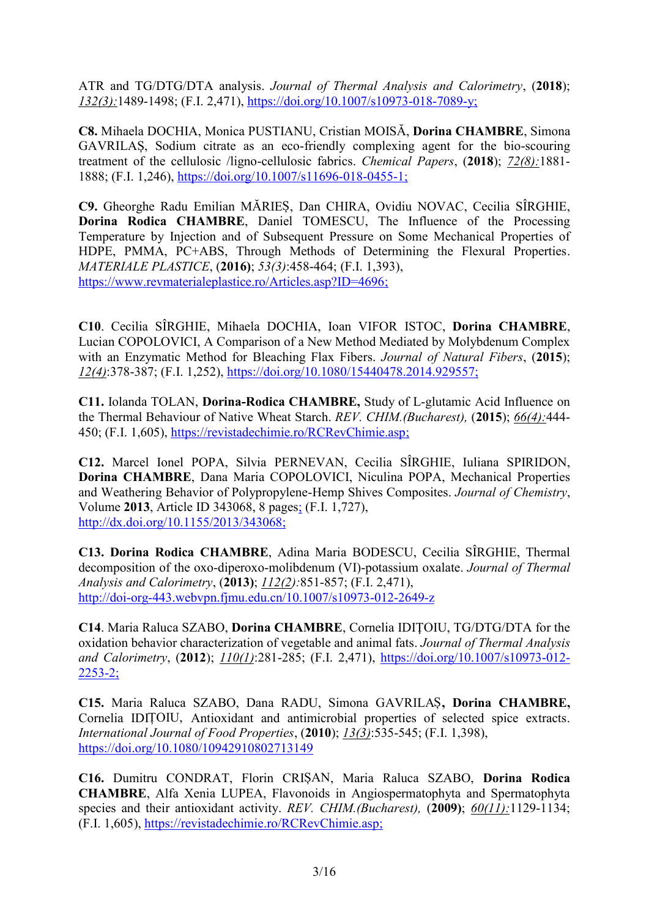ATR and TG/DTG/DTA analysis. *Journal of Thermal Analysis and Calorimetry*, (**2018**); *132(3):*1489-1498; (F.I. 2,471), https://doi.org/10.1007/s10973-018-7089-y;

**C8.** Mihaela DOCHIA, Monica PUSTIANU, Cristian MOISĂ, **Dorina CHAMBRE**, Simona GAVRILAȘ, Sodium citrate as an eco-friendly complexing agent for the bio-scouring treatment of the cellulosic /ligno-cellulosic fabrics. *Chemical Papers*, (**2018**); *72(8):*1881-1888; (F.I. 1,246), https://doi.org/10.1007/s11696-018-0455-1;

**C9.** Gheorghe Radu Emilian MĂRIEȘ, Dan CHIRA, Ovidiu NOVAC, Cecilia SÎRGHIE, **Dorina Rodica CHAMBRE**, Daniel TOMESCU, The Influence of the Processing Temperature by Injection and of Subsequent Pressure on Some Mechanical Properties of HDPE, PMMA, PC+ABS, Through Methods of Determining the Flexural Properties. *MATERIALE PLASTICE*, (**2016**); *53(3)*:458-464; (F.I. 1,393), https://www.revmaterialeplastice.ro/Articles.asp?ID=4696;

**C10**. Cecilia SÎRGHIE, Mihaela DOCHIA, Ioan VIFOR ISTOC, **Dorina CHAMBRE**, Lucian COPOLOVICI, A Comparison of a New Method Mediated by Molybdenum Complex with an Enzymatic Method for Bleaching Flax Fibers. *Journal of Natural Fibers*, (**2015**); *12(4)*:378-387; (F.I. 1,252), https://doi.org/10.1080/15440478.2014.929557;

**C11.** Iolanda TOLAN, **Dorina-Rodica CHAMBRE,** Study of L-glutamic Acid Influence on the Thermal Behaviour of Native Wheat Starch. *REV. CHIM.(Bucharest),* (**2015**); *66(4):*444-450; (F.I. 1,605), https://revistadechimie.ro/RCRevChimie.asp;

**C12.** Marcel Ionel POPA, Silvia PERNEVAN, Cecilia SÎRGHIE, Iuliana SPIRIDON, **Dorina CHAMBRE**, Dana Maria COPOLOVICI, Niculina POPA, Mechanical Properties and Weathering Behavior of Polypropylene-Hemp Shives Composites. *Journal of Chemistry*, Volume **2013**, Article ID 343068, 8 pages; (F.I. 1,727), http://dx.doi.org/10.1155/2013/343068;

**C13. Dorina Rodica CHAMBRE**, Adina Maria BODESCU, Cecilia SÎRGHIE, Thermal decomposition of the oxo-diperoxo-molibdenum (VI)-potassium oxalate. *Journal of Thermal Analysis and Calorimetry*, (**2013**); *112(2):*851-857; (F.I. 2,471), http://doi-org-443.webvpn.fjmu.edu.cn/10.1007/s10973-012-2649-z

**C14**. Maria Raluca SZABO, **Dorina CHAMBRE**, Cornelia IDIȚOIU, TG/DTG/DTA for the oxidation behavior characterization of vegetable and animal fats. *Journal of Thermal Analysis and Calorimetry*, (**2012**); *110(1)*:281-285; (F.I. 2,471), https://doi.org/10.1007/s10973-012-2253-2;

**C15.** Maria Raluca SZABO, Dana RADU, Simona GAVRILAȘ**, Dorina CHAMBRE,** Cornelia IDIȚOIU, Antioxidant and antimicrobial properties of selected spice extracts. *International Journal of Food Properties*, (**2010**); *13(3)*:535-545; (F.I. 1,398), https://doi.org/10.1080/10942910802713149

**C16.** Dumitru CONDRAT, Florin CRIȘAN, Maria Raluca SZABO, **Dorina Rodica CHAMBRE**, Alfa Xenia LUPEA, Flavonoids in Angiospermatophyta and Spermatophyta species and their antioxidant activity. *REV. CHIM.(Bucharest),* (**2009**); *60(11):*1129-1134; (F.I. 1,605), https://revistadechimie.ro/RCRevChimie.asp;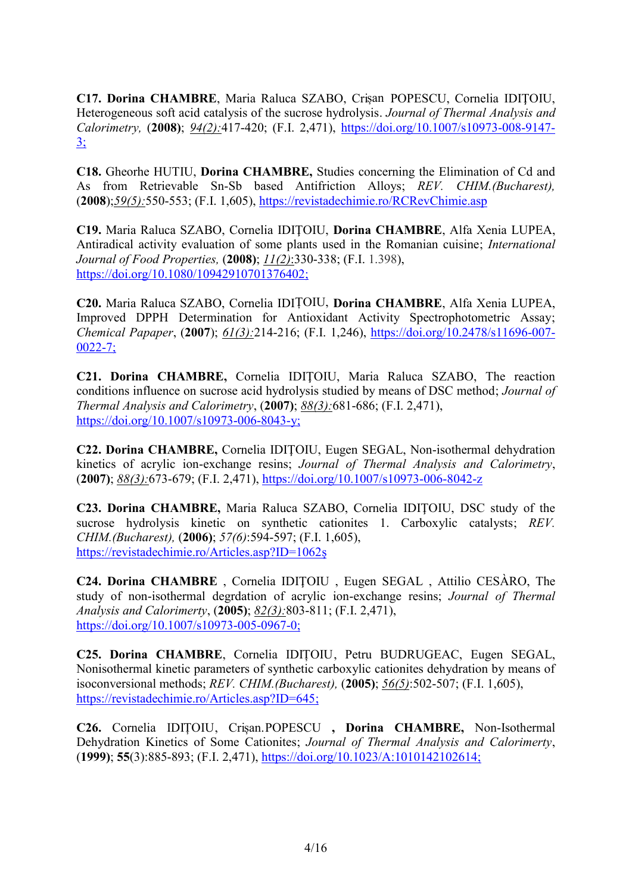**C17. Dorina CHAMBRE**, Maria Raluca SZABO, Crișan POPESCU, Cornelia IDIȚOIU, Heterogeneous soft acid catalysis of the sucrose hydrolysis. *Journal of Thermal Analysis and Calorimetry,* (**2008**); *94(2):*417-420; (F.I. 2,471), https://doi.org/10.1007/s10973-008-9147-3;

**C18.** Gheorhe HUTIU, **Dorina CHAMBRE,** Studies concerning the Elimination of Cd and As from Retrievable Sn-Sb based Antifriction Alloys; *REV. CHIM.(Bucharest),* (**2008**);*59(5):*550-553; (F.I. 1,605), https://revistadechimie.ro/RCRevChimie.asp

**C19.** Maria Raluca SZABO, Cornelia IDIȚOIU, **Dorina CHAMBRE**, Alfa Xenia LUPEA, Antiradical activity evaluation of some plants used in the Romanian cuisine; *International Journal of Food Properties,* (**2008**); *11(2):*330-338; (F.I. 1.398), https://doi.org/10.1080/10942910701376402;

**C20.** Maria Raluca SZABO, Cornelia IDIȚOIU, **Dorina CHAMBRE**, Alfa Xenia LUPEA, Improved DPPH Determination for Antioxidant Activity Spectrophotometric Assay; *Chemical Papaper*, (**2007**); *61(3):*214-216; (F.I. 1,246), https://doi.org/10.2478/s11696-007-0022-7;

**C21. Dorina CHAMBRE,** Cornelia IDIȚOIU, Maria Raluca SZABO, The reaction conditions influence on sucrose acid hydrolysis studied by means of DSC method; *Journal of Thermal Analysis and Calorimetry*, (**2007**); *88(3):*681-686; (F.I. 2,471), https://doi.org/10.1007/s10973-006-8043-y;

**C22. Dorina CHAMBRE,** Cornelia IDIȚOIU, Eugen SEGAL, Non-isothermal dehydration kinetics of acrylic ion-exchange resins; *Journal of Thermal Analysis and Calorimetry*, (**2007**); *88(3):*673-679; (F.I. 2,471), https://doi.org/10.1007/s10973-006-8042-z

**C23. Dorina CHAMBRE,** Maria Raluca SZABO, Cornelia IDIȚOIU, DSC study of the sucrose hydrolysis kinetic on synthetic cationites 1. Carboxylic catalysts; *REV. CHIM.(Bucharest),* (**2006**); *57(6)*:594-597; (F.I. 1,605), https://revistadechimie.ro/Articles.asp?ID=1062ș

**C24. Dorina CHAMBRE** , Cornelia IDIȚOIU , Eugen SEGAL , Attilio CESÀRO, The study of non-isothermal degrdation of acrylic ion-exchange resins; *Journal of Thermal Analysis and Calorimerty*, (**2005**); *82(3):*803-811; (F.I. 2,471), https://doi.org/10.1007/s10973-005-0967-0;

**C25. Dorina CHAMBRE**, Cornelia IDIȚOIU, Petru BUDRUGEAC, Eugen SEGAL, Nonisothermal kinetic parameters of synthetic carboxylic cationites dehydration by means of isoconversional methods; *REV. CHIM.(Bucharest),* (**2005**); *56(5)*:502-507; (F.I. 1,605), https://revistadechimie.ro/Articles.asp?ID=645;

**C26.** Cornelia IDIȚOIU, Crișan.POPESCU **, Dorina CHAMBRE,** Non-Isothermal Dehydration Kinetics of Some Cationites; *Journal of Thermal Analysis and Calorimerty*, (**1999**); **55**(3):885-893; (F.I. 2,471), https://doi.org/10.1023/A:1010142102614;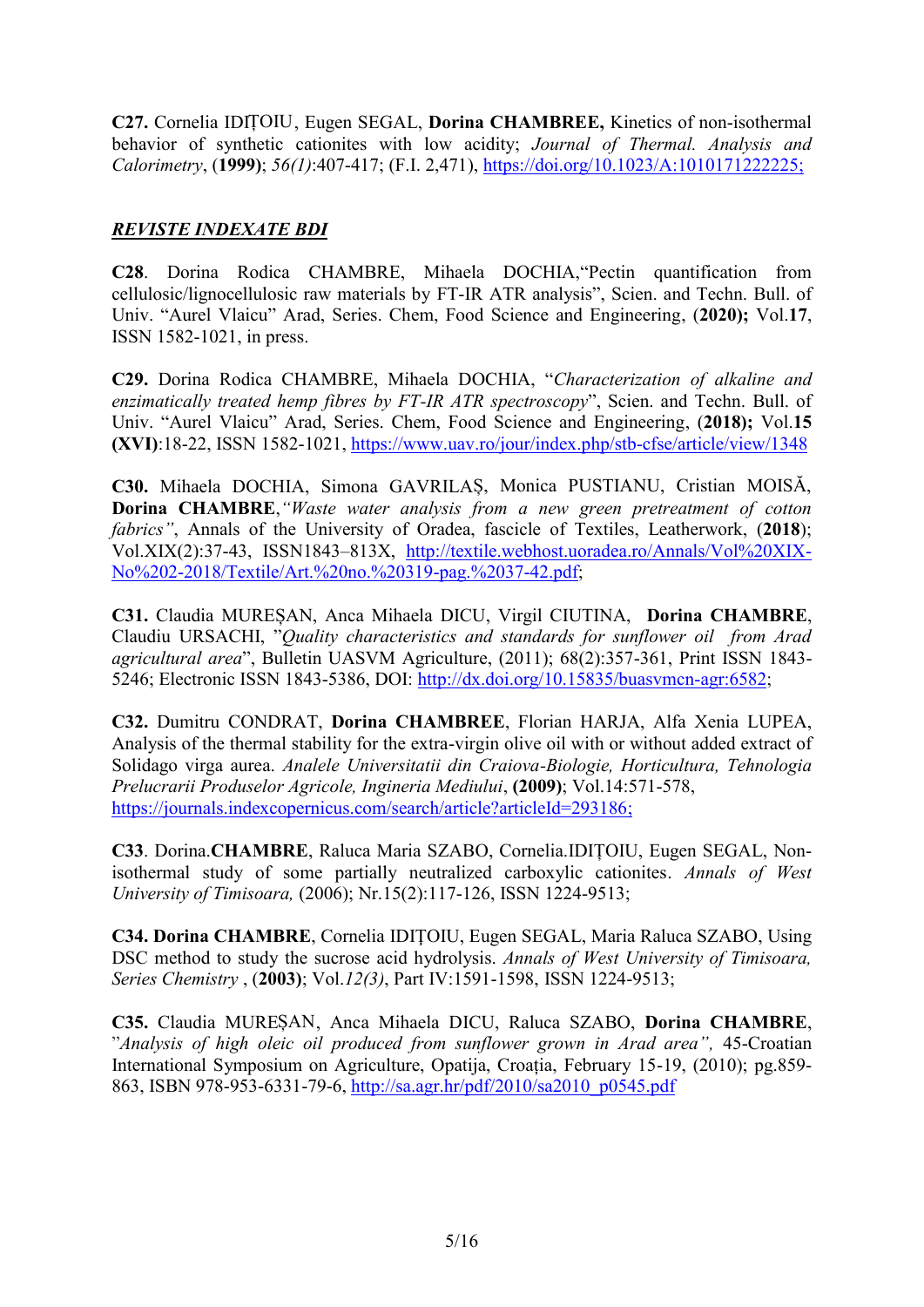**C27.** Cornelia IDIȚOIU, Eugen SEGAL, **Dorina CHAMBREE,** Kinetics of non-isothermal behavior of synthetic cationites with low acidity; *Journal of Thermal. Analysis and Calorimetry*, (**1999**); *56(1)*:407-417; (F.I. 2,471), https://doi.org/10.1023/A:1010171222225;

***REVISTE INDEXATE BDI***

**C28**. Dorina Rodica CHAMBRE, Mihaela DOCHIA,"Pectin quantification from cellulosic/lignocellulosic raw materials by FT-IR ATR analysis", Scien. and Techn. Bull. of Univ. "Aurel Vlaicu" Arad, Series. Chem, Food Science and Engineering, (**2020);** Vol.**17**, ISSN 1582-1021, in press.

**C29.** Dorina Rodica CHAMBRE, Mihaela DOCHIA, "*Characterization of alkaline and enzimatically treated hemp fibres by FT-IR ATR spectroscopy*", Scien. and Techn. Bull. of Univ. "Aurel Vlaicu" Arad, Series. Chem, Food Science and Engineering, (**2018);** Vol.**15 (XVI)**:18-22, ISSN 1582-1021, https://www.uav.ro/jour/index.php/stb-cfse/article/view/1348

**C30.** Mihaela DOCHIA, Simona GAVRILAȘ, Monica PUSTIANU, Cristian MOISĂ, **Dorina CHAMBRE**,*"Waste water analysis from a new green pretreatment of cotton fabrics"*, Annals of the University of Oradea, fascicle of Textiles, Leatherwork, (**2018**); Vol.XIX(2):37-43, ISSN1843–813X, http://textile.webhost.uoradea.ro/Annals/Vol%20XIX-No%202-2018/Textile/Art.%20no.%20319-pag.%2037-42.pdf;

**C31.** Claudia MUREȘAN, Anca Mihaela DICU, Virgil CIUTINA, **Dorina CHAMBRE**, Claudiu URSACHI, "*Quality characteristics and standards for sunflower oil from Arad agricultural area*", Bulletin UASVM Agriculture, (2011); 68(2):357-361, Print ISSN 1843-5246; Electronic ISSN 1843-5386, DOI: http://dx.doi.org/10.15835/buasvmcn-agr:6582;

**C32.** Dumitru CONDRAT, **Dorina CHAMBREE**, Florian HARJA, Alfa Xenia LUPEA, Analysis of the thermal stability for the extra-virgin olive oil with or without added extract of Solidago virga aurea. *Analele Universitatii din Craiova-Biologie, Horticultura, Tehnologia Prelucrarii Produselor Agricole, Ingineria Mediului*, **(2009)**; Vol.14:571-578, https://journals.indexcopernicus.com/search/article?articleId=293186;

**C33**. Dorina.**CHAMBRE**, Raluca Maria SZABO, Cornelia.IDIȚOIU, Eugen SEGAL, Non-isothermal study of some partially neutralized carboxylic cationites. *Annals of West University of Timisoara,* (2006); Nr.15(2):117-126, ISSN 1224-9513;

**C34. Dorina CHAMBRE**, Cornelia IDIȚOIU, Eugen SEGAL, Maria Raluca SZABO, Using DSC method to study the sucrose acid hydrolysis. *Annals of West University of Timisoara, Series Chemistry* , (**2003**); Vol.*12(3)*, Part IV:1591-1598, ISSN 1224-9513;

**C35.** Claudia MUREȘAN, Anca Mihaela DICU, Raluca SZABO, **Dorina CHAMBRE**, "*Analysis of high oleic oil produced from sunflower grown in Arad area",* 45-Croatian International Symposium on Agriculture, Opatija, Croația, February 15-19, (2010); pg.859-863, ISBN 978-953-6331-79-6, http://sa.agr.hr/pdf/2010/sa2010_p0545.pdf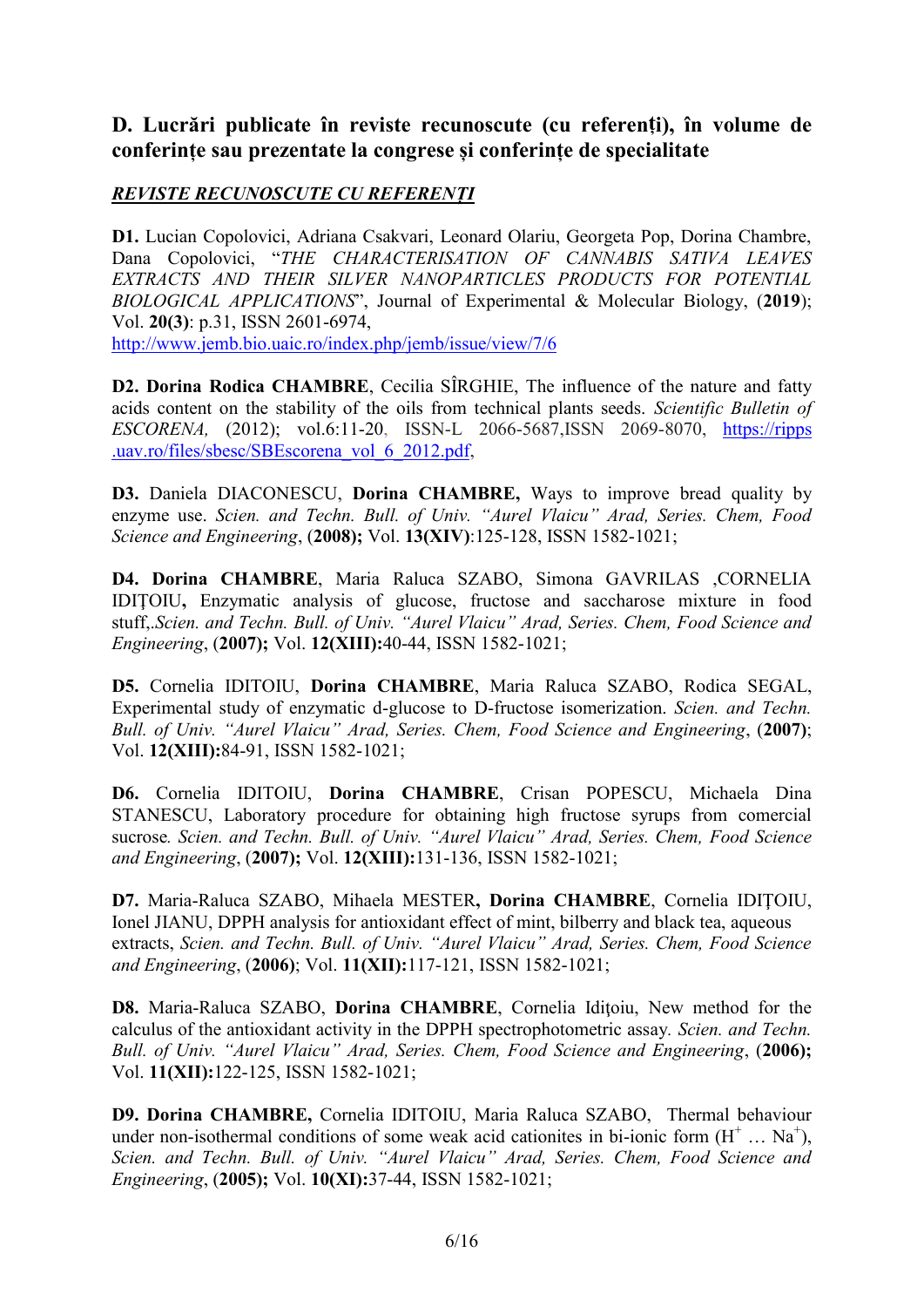## D. Lucrări publicate în reviste recunoscute (cu referenți), în volume de conferințe sau prezentate la congrese și conferințe de specialitate

***REVISTE RECUNOSCUTE CU REFERENȚI***

**D1.** Lucian Copolovici, Adriana Csakvari, Leonard Olariu, Georgeta Pop, Dorina Chambre, Dana Copolovici, "*THE CHARACTERISATION OF CANNABIS SATIVA LEAVES EXTRACTS AND THEIR SILVER NANOPARTICLES PRODUCTS FOR POTENTIAL BIOLOGICAL APPLICATIONS*", Journal of Experimental & Molecular Biology, (**2019**); Vol. **20(3)**: p.31, ISSN 2601-6974, http://www.jemb.bio.uaic.ro/index.php/jemb/issue/view/7/6

**D2. Dorina Rodica CHAMBRE**, Cecilia SÎRGHIE, The influence of the nature and fatty acids content on the stability of the oils from technical plants seeds. *Scientific Bulletin of ESCORENA,* (2012); vol.6:11-20, ISSN-L 2066-5687,ISSN 2069-8070, https://ripps.uav.ro/files/sbesc/SBEscorena_vol_6_2012.pdf,

**D3.** Daniela DIACONESCU, **Dorina CHAMBRE,** Ways to improve bread quality by enzyme use. *Scien. and Techn. Bull. of Univ. "Aurel Vlaicu" Arad, Series. Chem, Food Science and Engineering*, (**2008);** Vol. **13(XIV)**:125-128, ISSN 1582-1021;

**D4. Dorina CHAMBRE**, Maria Raluca SZABO, Simona GAVRILAS ,CORNELIA IDIȚOIU**,** Enzymatic analysis of glucose, fructose and saccharose mixture in food stuff,.*Scien. and Techn. Bull. of Univ. "Aurel Vlaicu" Arad, Series. Chem, Food Science and Engineering*, (**2007);** Vol. **12(XIII):**40-44, ISSN 1582-1021;

**D5.** Cornelia IDITOIU, **Dorina CHAMBRE**, Maria Raluca SZABO, Rodica SEGAL, Experimental study of enzymatic d-glucose to D-fructose isomerization. *Scien. and Techn. Bull. of Univ. "Aurel Vlaicu" Arad, Series. Chem, Food Science and Engineering*, (**2007)**; Vol. **12(XIII):**84-91, ISSN 1582-1021;

**D6.** Cornelia IDITOIU, **Dorina CHAMBRE**, Crisan POPESCU, Michaela Dina STANESCU, Laboratory procedure for obtaining high fructose syrups from comercial sucrose*. Scien. and Techn. Bull. of Univ. "Aurel Vlaicu" Arad, Series. Chem, Food Science and Engineering*, (**2007);** Vol. **12(XIII):**131-136, ISSN 1582-1021;

**D7.** Maria-Raluca SZABO, Mihaela MESTER**, Dorina CHAMBRE**, Cornelia IDIȚOIU, Ionel JIANU, DPPH analysis for antioxidant effect of mint, bilberry and black tea, aqueous extracts, *Scien. and Techn. Bull. of Univ. "Aurel Vlaicu" Arad, Series. Chem, Food Science and Engineering*, (**2006)**; Vol. **11(XII):**117-121, ISSN 1582-1021;

**D8.** Maria-Raluca SZABO, **Dorina CHAMBRE**, Cornelia Idiţoiu, New method for the calculus of the antioxidant activity in the DPPH spectrophotometric assay*. Scien. and Techn. Bull. of Univ. "Aurel Vlaicu" Arad, Series. Chem, Food Science and Engineering*, (**2006);** Vol. **11(XII):**122-125, ISSN 1582-1021;

**D9. Dorina CHAMBRE,** Cornelia IDITOIU, Maria Raluca SZABO, Thermal behaviour under non-isothermal conditions of some weak acid cationites in bi-ionic form ($H^+$ … $Na^+$), *Scien. and Techn. Bull. of Univ. "Aurel Vlaicu" Arad, Series. Chem, Food Science and Engineering*, (**2005);** Vol. **10(XI):**37-44, ISSN 1582-1021;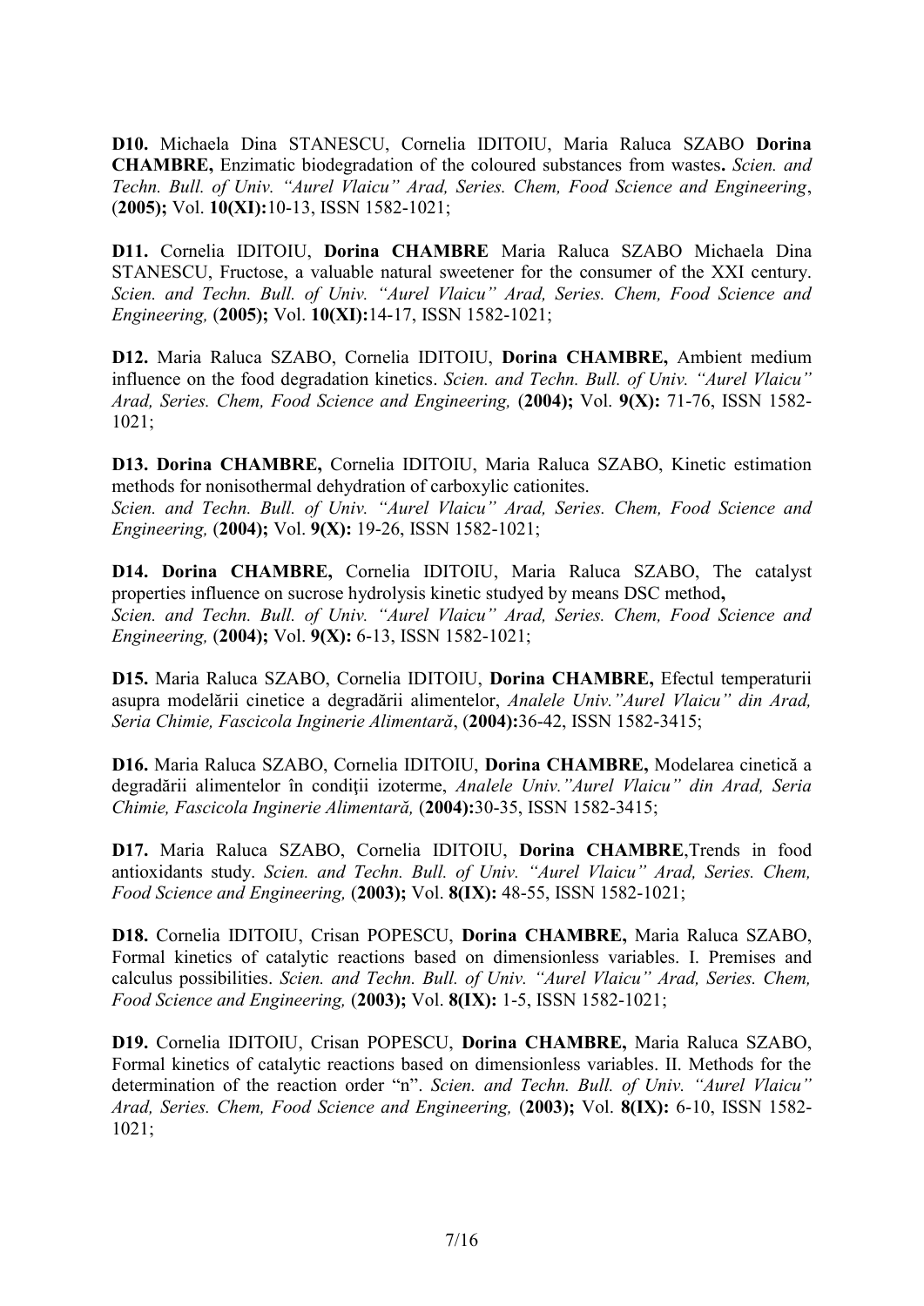**D10.** Michaela Dina STANESCU, Cornelia IDITOIU, Maria Raluca SZABO **Dorina CHAMBRE,** Enzimatic biodegradation of the coloured substances from wastes**.** *Scien. and Techn. Bull. of Univ. "Aurel Vlaicu" Arad, Series. Chem, Food Science and Engineering*, (**2005);** Vol. **10(XI):**10-13, ISSN 1582-1021;

**D11.** Cornelia IDITOIU, **Dorina CHAMBRE** Maria Raluca SZABO Michaela Dina STANESCU, Fructose, a valuable natural sweetener for the consumer of the XXI century. *Scien. and Techn. Bull. of Univ. "Aurel Vlaicu" Arad, Series. Chem, Food Science and Engineering,* (**2005);** Vol. **10(XI):**14-17, ISSN 1582-1021;

**D12.** Maria Raluca SZABO, Cornelia IDITOIU, **Dorina CHAMBRE,** Ambient medium influence on the food degradation kinetics. *Scien. and Techn. Bull. of Univ. "Aurel Vlaicu" Arad, Series. Chem, Food Science and Engineering,* (**2004);** Vol. **9(X):** 71-76, ISSN 1582-1021;

**D13. Dorina CHAMBRE,** Cornelia IDITOIU, Maria Raluca SZABO, Kinetic estimation methods for nonisothermal dehydration of carboxylic cationites.
*Scien. and Techn. Bull. of Univ. "Aurel Vlaicu" Arad, Series. Chem, Food Science and Engineering,* (**2004);** Vol. **9(X):** 19-26, ISSN 1582-1021;

**D14. Dorina CHAMBRE,** Cornelia IDITOIU, Maria Raluca SZABO, The catalyst properties influence on sucrose hydrolysis kinetic studyed by means DSC method**,**
*Scien. and Techn. Bull. of Univ. "Aurel Vlaicu" Arad, Series. Chem, Food Science and Engineering,* (**2004);** Vol. **9(X):** 6-13, ISSN 1582-1021;

**D15.** Maria Raluca SZABO, Cornelia IDITOIU, **Dorina CHAMBRE,** Efectul temperaturii asupra modelării cinetice a degradării alimentelor, *Analele Univ."Aurel Vlaicu" din Arad, Seria Chimie, Fascicola Inginerie Alimentară*, (**2004):**36-42, ISSN 1582-3415;

**D16.** Maria Raluca SZABO, Cornelia IDITOIU, **Dorina CHAMBRE,** Modelarea cinetică a degradării alimentelor în condiţii izoterme, *Analele Univ."Aurel Vlaicu" din Arad, Seria Chimie, Fascicola Inginerie Alimentară,* (**2004):**30-35, ISSN 1582-3415;

**D17.** Maria Raluca SZABO, Cornelia IDITOIU, **Dorina CHAMBRE**,Trends in food antioxidants study. *Scien. and Techn. Bull. of Univ. "Aurel Vlaicu" Arad, Series. Chem, Food Science and Engineering,* (**2003);** Vol. **8(IX):** 48-55, ISSN 1582-1021;

**D18.** Cornelia IDITOIU, Crisan POPESCU, **Dorina CHAMBRE,** Maria Raluca SZABO, Formal kinetics of catalytic reactions based on dimensionless variables. I. Premises and calculus possibilities. *Scien. and Techn. Bull. of Univ. "Aurel Vlaicu" Arad, Series. Chem, Food Science and Engineering,* (**2003);** Vol. **8(IX):** 1-5, ISSN 1582-1021;

**D19.** Cornelia IDITOIU, Crisan POPESCU, **Dorina CHAMBRE,** Maria Raluca SZABO, Formal kinetics of catalytic reactions based on dimensionless variables. II. Methods for the determination of the reaction order "n". *Scien. and Techn. Bull. of Univ. "Aurel Vlaicu" Arad, Series. Chem, Food Science and Engineering,* (**2003);** Vol. **8(IX):** 6-10, ISSN 1582-1021;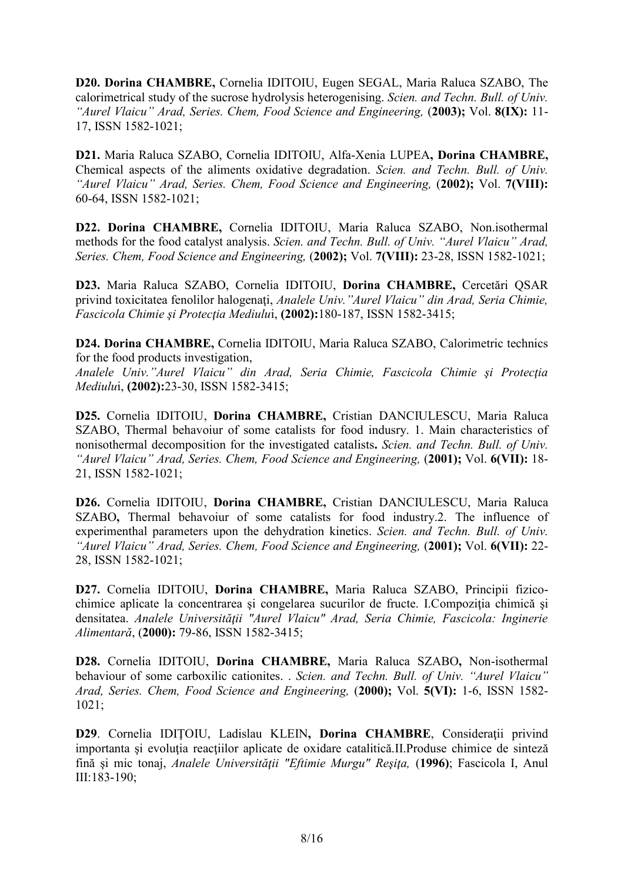**D20. Dorina CHAMBRE,** Cornelia IDITOIU, Eugen SEGAL, Maria Raluca SZABO, The calorimetrical study of the sucrose hydrolysis heterogenising. *Scien. and Techn. Bull. of Univ. "Aurel Vlaicu" Arad, Series. Chem, Food Science and Engineering,* (**2003);** Vol. **8(IX):** 11-17, ISSN 1582-1021;

**D21.** Maria Raluca SZABO, Cornelia IDITOIU, Alfa-Xenia LUPEA**, Dorina CHAMBRE,** Chemical aspects of the aliments oxidative degradation. *Scien. and Techn. Bull. of Univ. "Aurel Vlaicu" Arad, Series. Chem, Food Science and Engineering,* (**2002);** Vol. **7(VIII):** 60-64, ISSN 1582-1021;

**D22. Dorina CHAMBRE,** Cornelia IDITOIU, Maria Raluca SZABO, Non.isothermal methods for the food catalyst analysis. *Scien. and Techn. Bull. of Univ. "Aurel Vlaicu" Arad, Series. Chem, Food Science and Engineering,* (**2002);** Vol. **7(VIII):** 23-28, ISSN 1582-1021;

**D23.** Maria Raluca SZABO, Cornelia IDITOIU, **Dorina CHAMBRE,** Cercetări QSAR privind toxicitatea fenolilor halogenaţi, *Analele Univ."Aurel Vlaicu" din Arad, Seria Chimie, Fascicola Chimie şi Protecţia Mediulu*i, **(2002):**180-187, ISSN 1582-3415;

**D24. Dorina CHAMBRE,** Cornelia IDITOIU, Maria Raluca SZABO, Calorimetric technics for the food products investigation,
*Analele Univ."Aurel Vlaicu" din Arad, Seria Chimie, Fascicola Chimie şi Protecţia Mediulu*i, **(2002):**23-30, ISSN 1582-3415;

**D25.** Cornelia IDITOIU, **Dorina CHAMBRE,** Cristian DANCIULESCU, Maria Raluca SZABO, Thermal behavoiur of some catalists for food indusry. 1. Main characteristics of nonisothermal decomposition for the investigated catalists**.** *Scien. and Techn. Bull. of Univ. "Aurel Vlaicu" Arad, Series. Chem, Food Science and Engineering,* (**2001);** Vol. **6(VII):** 18-21, ISSN 1582-1021;

**D26.** Cornelia IDITOIU, **Dorina CHAMBRE,** Cristian DANCIULESCU, Maria Raluca SZABO**,** Thermal behavoiur of some catalists for food industry.2. The influence of experimenthal parameters upon the dehydration kinetics. *Scien. and Techn. Bull. of Univ. "Aurel Vlaicu" Arad, Series. Chem, Food Science and Engineering,* (**2001);** Vol. **6(VII):** 22-28, ISSN 1582-1021;

**D27.** Cornelia IDITOIU, **Dorina CHAMBRE,** Maria Raluca SZABO, Principii fizico-chimice aplicate la concentrarea şi congelarea sucurilor de fructe. I.Compoziţia chimică şi densitatea. *Analele Universităţii "Aurel Vlaicu" Arad, Seria Chimie, Fascicola: Inginerie Alimentară*, (**2000):** 79-86, ISSN 1582-3415;

**D28.** Cornelia IDITOIU, **Dorina CHAMBRE,** Maria Raluca SZABO**,** Non-isothermal behaviour of some carboxilic cationites. . *Scien. and Techn. Bull. of Univ. "Aurel Vlaicu" Arad, Series. Chem, Food Science and Engineering,* (**2000);** Vol. **5(VI):** 1-6, ISSN 1582-1021;

**D29**. Cornelia IDIŢOIU, Ladislau KLEIN**, Dorina CHAMBRE**, Consideraţii privind importanta şi evoluţia reacţiilor aplicate de oxidare catalitică.II.Produse chimice de sinteză fină şi mic tonaj, *Analele Universităţii "Eftimie Murgu" Reşiţa,* (**1996)**; Fascicola I, Anul III:183-190;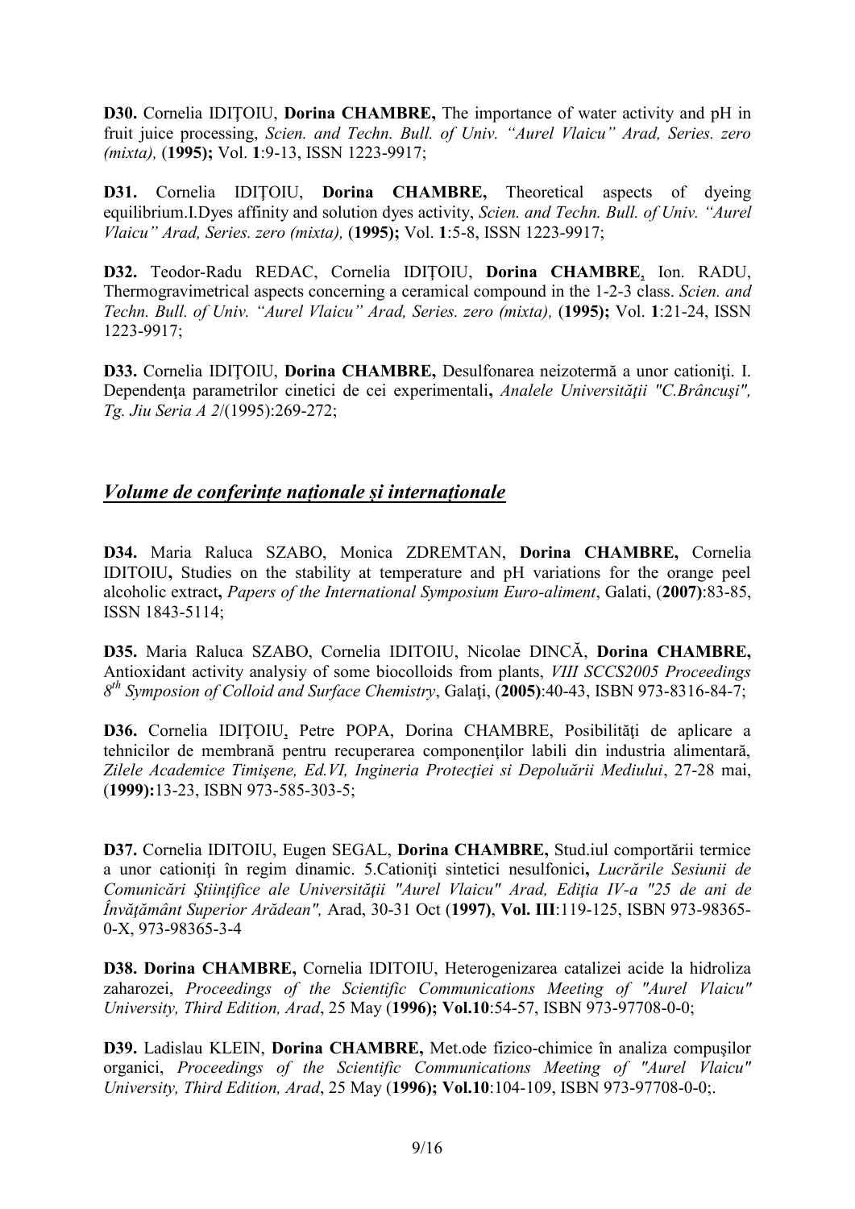**D30.** Cornelia IDIŢOIU, **Dorina CHAMBRE,** The importance of water activity and pH in fruit juice processing, *Scien. and Techn. Bull. of Univ. "Aurel Vlaicu" Arad, Series. zero (mixta),* (**1995);** Vol. **1**:9-13, ISSN 1223-9917;

**D31.** Cornelia IDIŢOIU, **Dorina CHAMBRE,** Theoretical aspects of dyeing equilibrium.I.Dyes affinity and solution dyes activity, *Scien. and Techn. Bull. of Univ. "Aurel Vlaicu" Arad, Series. zero (mixta),* (**1995);** Vol. **1**:5-8, ISSN 1223-9917;

**D32.** Teodor-Radu REDAC, Cornelia IDIŢOIU, **Dorina CHAMBRE,** Ion. RADU, Thermogravimetrical aspects concerning a ceramical compound in the 1-2-3 class. *Scien. and Techn. Bull. of Univ. "Aurel Vlaicu" Arad, Series. zero (mixta),* (**1995);** Vol. **1**:21-24, ISSN 1223-9917;

**D33.** Cornelia IDIŢOIU, **Dorina CHAMBRE,** Desulfonarea neizotermă a unor cationiţi. I. Dependenţa parametrilor cinetici de cei experimentali**,** *Analele Universităţii "C.Brâncuşi", Tg. Jiu Seria A 2*/(1995):269-272;

## *Volume de conferinţe naţionale şi internaţionale*

**D34.** Maria Raluca SZABO, Monica ZDREMTAN, **Dorina CHAMBRE,** Cornelia IDITOIU**,** Studies on the stability at temperature and pH variations for the orange peel alcoholic extract**,** *Papers of the International Symposium Euro-aliment*, Galati, (**2007)**:83-85, ISSN 1843-5114;

**D35.** Maria Raluca SZABO, Cornelia IDITOIU, Nicolae DINCĂ, **Dorina CHAMBRE,** Antioxidant activity analysiy of some biocolloids from plants, *VIII SCCS2005 Proceedings 8th Symposion of Colloid and Surface Chemistry*, Galaţi, (**2005)**:40-43, ISBN 973-8316-84-7;

**D36.** Cornelia IDIŢOIU, Petre POPA, Dorina CHAMBRE, Posibilităţi de aplicare a tehnicilor de membrană pentru recuperarea componenţilor labili din industria alimentară, *Zilele Academice Timişene, Ed.VI, Ingineria Protecţiei si Depoluării Mediului*, 27-28 mai, (**1999):**13-23, ISBN 973-585-303-5;

**D37.** Cornelia IDITOIU, Eugen SEGAL, **Dorina CHAMBRE,** Stud.iul comportării termice a unor cationiţi în regim dinamic. 5.Cationiţi sintetici nesulfonici**,** *Lucrările Sesiunii de Comunicări Ştiinţifice ale Universităţii "Aurel Vlaicu" Arad, Ediţia IV-a "25 de ani de Învăţământ Superior Arădean",* Arad, 30-31 Oct (**1997)**, **Vol. III**:119-125, ISBN 973-98365-0-X, 973-98365-3-4

**D38. Dorina CHAMBRE,** Cornelia IDITOIU, Heterogenizarea catalizei acide la hidroliza zaharozei, *Proceedings of the Scientific Communications Meeting of "Aurel Vlaicu" University, Third Edition, Arad*, 25 May (**1996); Vol.10**:54-57, ISBN 973-97708-0-0;

**D39.** Ladislau KLEIN, **Dorina CHAMBRE,** Met.ode fizico-chimice în analiza compuşilor organici, *Proceedings of the Scientific Communications Meeting of "Aurel Vlaicu" University, Third Edition, Arad*, 25 May (**1996); Vol.10**:104-109, ISBN 973-97708-0-0;.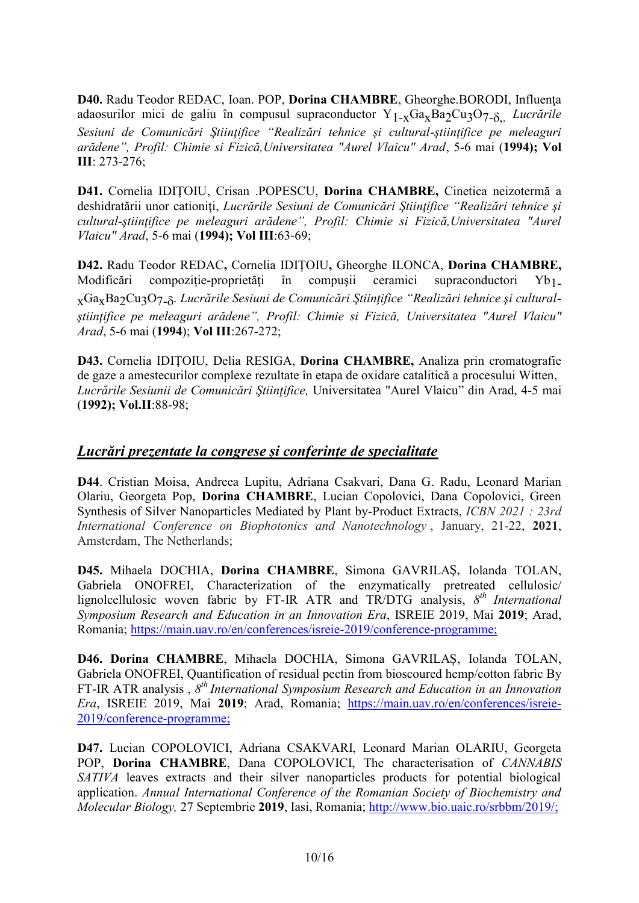**D40.** Radu Teodor REDAC, Ioan. POP, **Dorina CHAMBRE**, Gheorghe.BORODI, Influenţa adaosurilor mici de galiu în compusul supraconductor $Y_{1-x}Ga_xBa_2Cu_3O_{7-\delta}$,. *Lucrările Sesiuni de Comunicări Ştiinţifice "Realizări tehnice şi cultural-ştiinţifice pe meleaguri arădene", Profil: Chimie si Fizică,Universitatea "Aurel Vlaicu" Arad*, 5-6 mai (**1994); Vol III**: 273-276;

**D41.** Cornelia IDIŢOIU, Crisan .POPESCU, **Dorina CHAMBRE,** Cinetica neizotermă a deshidratării unor cationiţi, *Lucrările Sesiuni de Comunicări Ştiinţifice "Realizări tehnice şi cultural-ştiinţifice pe meleaguri arădene", Profil: Chimie si Fizică,Universitatea "Aurel Vlaicu" Arad*, 5-6 mai (**1994); Vol III**:63-69;

**D42.** Radu Teodor REDAC**,** Cornelia IDIŢOIU**,** Gheorghe ILONCA, **Dorina CHAMBRE,** Modificări compoziţie-proprietăţi în compuşii ceramici supraconductori $Yb_{1-x}Ga_xBa_2Cu_3O_{7-\delta}$. *Lucrările Sesiuni de Comunicări Ştiinţifice "Realizări tehnice şi cultural-ştiinţifice pe meleaguri arădene", Profil: Chimie si Fizică, Universitatea "Aurel Vlaicu" Arad*, 5-6 mai (**1994**); **Vol III**:267-272;

**D43.** Cornelia IDIŢOIU, Delia RESIGA, **Dorina CHAMBRE,** Analiza prin cromatografie de gaze a amestecurilor complexe rezultate în etapa de oxidare catalitică a procesului Witten, *Lucrările Sesiunii de Comunicări Ştiinţifice,* Universitatea "Aurel Vlaicu" din Arad, 4-5 mai (**1992); Vol.II**:88-98;

## ***Lucrări prezentate la congrese şi conferinţe de specialitate***

**D44**. Cristian Moisa, Andreea Lupitu, Adriana Csakvari, Dana G. Radu, Leonard Marian Olariu, Georgeta Pop, **Dorina CHAMBRE**, Lucian Copolovici, Dana Copolovici, Green Synthesis of Silver Nanoparticles Mediated by Plant by-Product Extracts, *ICBN 2021 : 23rd International Conference on Biophotonics and Nanotechnology* , January, 21-22, **2021**, Amsterdam, The Netherlands;

**D45.** Mihaela DOCHIA, **Dorina CHAMBRE**, Simona GAVRILAȘ, Iolanda TOLAN, Gabriela ONOFREI, Characterization of the enzymatically pretreated cellulosic/ lignolcellulosic woven fabric by FT-IR ATR and TR/DTG analysis, *8th International Symposium Research and Education in an Innovation Era*, ISREIE 2019, Mai **2019**; Arad, Romania; https://main.uav.ro/en/conferences/isreie-2019/conference-programme;

**D46. Dorina CHAMBRE**, Mihaela DOCHIA, Simona GAVRILAȘ, Iolanda TOLAN, Gabriela ONOFREI, Quantification of residual pectin from bioscoured hemp/cotton fabric By FT-IR ATR analysis , *8th International Symposium Research and Education in an Innovation Era*, ISREIE 2019, Mai **2019**; Arad, Romania; https://main.uav.ro/en/conferences/isreie-2019/conference-programme;

**D47.** Lucian COPOLOVICI, Adriana CSAKVARI, Leonard Marian OLARIU, Georgeta POP, **Dorina CHAMBRE**, Dana COPOLOVICI, The characterisation of *CANNABIS SATIVA* leaves extracts and their silver nanoparticles products for potential biological application. *Annual International Conference of the Romanian Society of Biochemistry and Molecular Biology,* 27 Septembrie **2019**, Iasi, Romania; http://www.bio.uaic.ro/srbbm/2019/;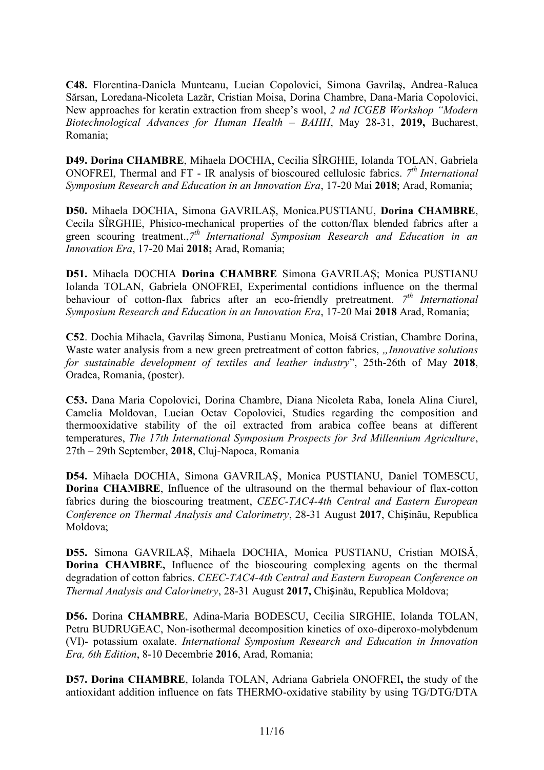**C48.** Florentina-Daniela Munteanu, Lucian Copolovici, Simona Gavrilaș, Andrea-Raluca Sărsan, Loredana-Nicoleta Lazăr, Cristian Moisa, Dorina Chambre, Dana-Maria Copolovici, New approaches for keratin extraction from sheep's wool, *2 nd ICGEB Workshop "Modern Biotechnological Advances for Human Health – BAHH*, May 28-31, **2019,** Bucharest, Romania;

**D49. Dorina CHAMBRE**, Mihaela DOCHIA, Cecilia SÎRGHIE, Iolanda TOLAN, Gabriela ONOFREI, Thermal and FT - IR analysis of bioscoured cellulosic fabrics. *7th International Symposium Research and Education in an Innovation Era*, 17-20 Mai **2018**; Arad, Romania;

**D50.** Mihaela DOCHIA, Simona GAVRILAȘ, Monica.PUSTIANU, **Dorina CHAMBRE**, Cecila SÎRGHIE, Phisico-mechanical properties of the cotton/flax blended fabrics after a green scouring treatment.,*7th International Symposium Research and Education in an Innovation Era*, 17-20 Mai **2018;** Arad, Romania;

**D51.** Mihaela DOCHIA **Dorina CHAMBRE** Simona GAVRILAȘ; Monica PUSTIANU Iolanda TOLAN, Gabriela ONOFREI, Experimental contidions influence on the thermal behaviour of cotton-flax fabrics after an eco-friendly pretreatment. *7th International Symposium Research and Education in an Innovation Era*, 17-20 Mai **2018** Arad, Romania;

**C52**. Dochia Mihaela, Gavrilaș Simona, Pustianu Monica, Moisă Cristian, Chambre Dorina, Waste water analysis from a new green pretreatment of cotton fabrics, *„Innovative solutions for sustainable development of textiles and leather industry*", 25th-26th of May **2018**, Oradea, Romania, (poster).

**C53.** Dana Maria Copolovici, Dorina Chambre, Diana Nicoleta Raba, Ionela Alina Ciurel, Camelia Moldovan, Lucian Octav Copolovici, Studies regarding the composition and thermooxidative stability of the oil extracted from arabica coffee beans at different temperatures, *The 17th International Symposium Prospects for 3rd Millennium Agriculture*, 27th – 29th September, **2018**, Cluj-Napoca, Romania

**D54.** Mihaela DOCHIA, Simona GAVRILAȘ, Monica PUSTIANU, Daniel TOMESCU, **Dorina CHAMBRE**, Influence of the ultrasound on the thermal behaviour of flax-cotton fabrics during the bioscouring treatment, *CEEC-TAC4-4th Central and Eastern European Conference on Thermal Analysis and Calorimetry*, 28-31 August **2017**, Chișinău, Republica Moldova;

**D55.** Simona GAVRILAȘ, Mihaela DOCHIA, Monica PUSTIANU, Cristian MOISĂ, **Dorina CHAMBRE,** Influence of the bioscouring complexing agents on the thermal degradation of cotton fabrics. *CEEC-TAC4-4th Central and Eastern European Conference on Thermal Analysis and Calorimetry*, 28-31 August **2017,** Chișinău, Republica Moldova;

**D56.** Dorina **CHAMBRE**, Adina-Maria BODESCU, Cecilia SIRGHIE, Iolanda TOLAN, Petru BUDRUGEAC, Non-isothermal decomposition kinetics of oxo-diperoxo-molybdenum (VI)- potassium oxalate. *International Symposium Research and Education in Innovation Era, 6th Edition*, 8-10 Decembrie **2016**, Arad, Romania;

**D57. Dorina CHAMBRE**, Iolanda TOLAN, Adriana Gabriela ONOFREI**,** the study of the antioxidant addition influence on fats THERMO-oxidative stability by using TG/DTG/DTA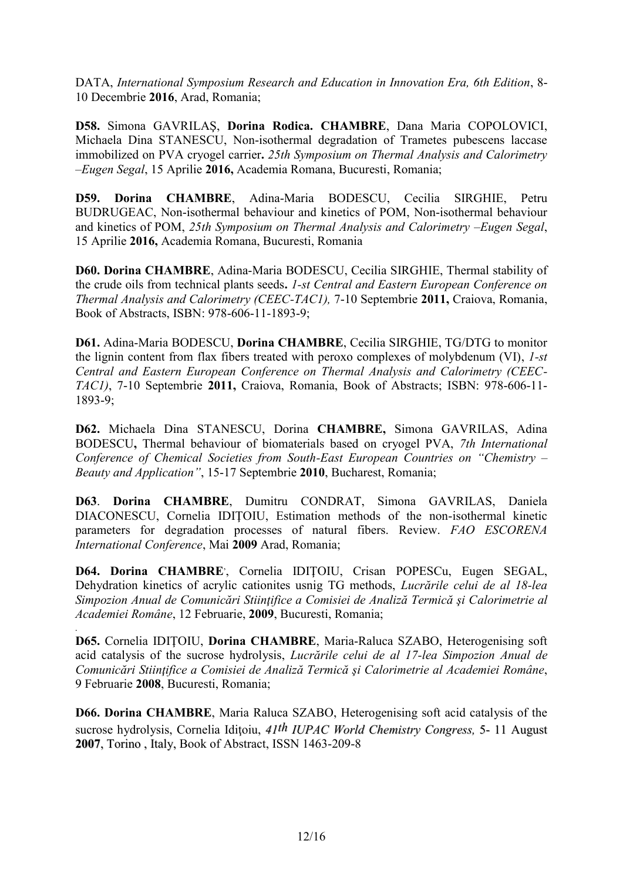DATA, *International Symposium Research and Education in Innovation Era, 6th Edition*, 8-10 Decembrie **2016**, Arad, Romania;

**D58.** Simona GAVRILAȘ, **Dorina Rodica. CHAMBRE**, Dana Maria COPOLOVICI, Michaela Dina STANESCU, Non-isothermal degradation of Trametes pubescens laccase immobilized on PVA cryogel carrier**.** *25th Symposium on Thermal Analysis and Calorimetry –Eugen Segal*, 15 Aprilie **2016,** Academia Romana, Bucuresti, Romania;

**D59. Dorina CHAMBRE**, Adina-Maria BODESCU, Cecilia SIRGHIE, Petru BUDRUGEAC, Non-isothermal behaviour and kinetics of POM, Non-isothermal behaviour and kinetics of POM, *25th Symposium on Thermal Analysis and Calorimetry –Eugen Segal*, 15 Aprilie **2016,** Academia Romana, Bucuresti, Romania

**D60. Dorina CHAMBRE**, Adina-Maria BODESCU, Cecilia SIRGHIE, Thermal stability of the crude oils from technical plants seeds**.** *1-st Central and Eastern European Conference on Thermal Analysis and Calorimetry (CEEC-TAC1),* 7-10 Septembrie **2011,** Craiova, Romania, Book of Abstracts, ISBN: 978-606-11-1893-9;

**D61.** Adina-Maria BODESCU, **Dorina CHAMBRE**, Cecilia SIRGHIE, TG/DTG to monitor the lignin content from flax fibers treated with peroxo complexes of molybdenum (VI), *1-st Central and Eastern European Conference on Thermal Analysis and Calorimetry (CEEC-TAC1)*, 7-10 Septembrie **2011,** Craiova, Romania, Book of Abstracts; ISBN: 978-606-11-1893-9;

**D62.** Michaela Dina STANESCU, Dorina **CHAMBRE,** Simona GAVRILAS, Adina BODESCU**,** Thermal behaviour of biomaterials based on cryogel PVA, *7th International Conference of Chemical Societies from South-East European Countries on "Chemistry – Beauty and Application"*, 15-17 Septembrie **2010**, Bucharest, Romania;

**D63**. **Dorina CHAMBRE**, Dumitru CONDRAT, Simona GAVRILAS, Daniela DIACONESCU, Cornelia IDIŢOIU, Estimation methods of the non-isothermal kinetic parameters for degradation processes of natural fibers. Review. *FAO ESCORENA International Conference*, Mai **2009** Arad, Romania;

**D64. Dorina CHAMBRE**, Cornelia IDIŢOIU, Crisan POPESCu, Eugen SEGAL, Dehydration kinetics of acrylic cationites usnig TG methods, *Lucrările celui de al 18-lea Simpozion Anual de Comunicări Stiinţifice a Comisiei de Analiză Termică şi Calorimetrie al Academiei Române*, 12 Februarie, **2009**, Bucuresti, Romania;

**D65.** Cornelia IDIŢOIU, **Dorina CHAMBRE**, Maria-Raluca SZABO, Heterogenising soft acid catalysis of the sucrose hydrolysis, *Lucrările celui de al 17-lea Simpozion Anual de Comunicări Stiinţifice a Comisiei de Analiză Termică şi Calorimetrie al Academiei Române*, 9 Februarie **2008**, Bucuresti, Romania;

**D66. Dorina CHAMBRE**, Maria Raluca SZABO, Heterogenising soft acid catalysis of the sucrose hydrolysis, Cornelia Idiţoiu, *41th IUPAC World Chemistry Congress,* 5- 11 August **2007**, Torino , Italy, Book of Abstract, ISSN 1463-209-8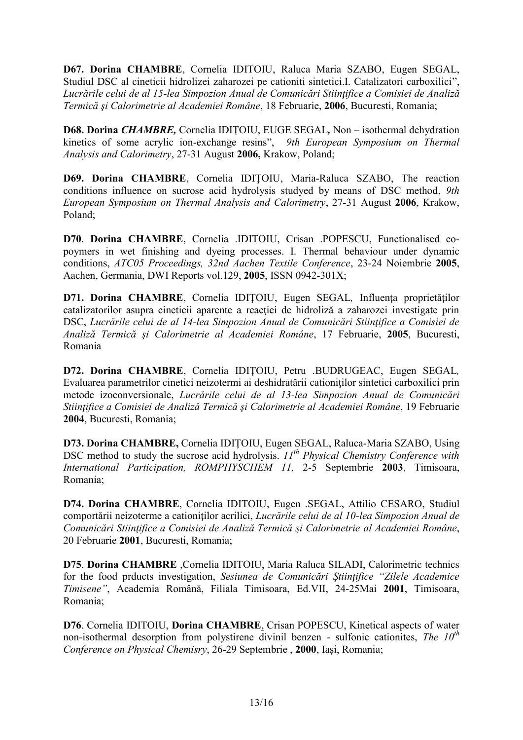**D67. Dorina CHAMBRE**, Cornelia IDITOIU, Raluca Maria SZABO, Eugen SEGAL, Studiul DSC al cineticii hidrolizei zaharozei pe cationiti sintetici.I. Catalizatori carboxilici", *Lucrările celui de al 15-lea Simpozion Anual de Comunicări Stiinţifice a Comisiei de Analiză Termică şi Calorimetrie al Academiei Române*, 18 Februarie, **2006**, Bucuresti, Romania;

**D68. Dorina** ***CHAMBRE,*** Cornelia IDIŢOIU, EUGE SEGAL**,** Non – isothermal dehydration kinetics of some acrylic ion-exchange resins", *9th European Symposium on Thermal Analysis and Calorimetry*, 27-31 August **2006,** Krakow, Poland;

**D69. Dorina CHAMBRE**, Cornelia IDIŢOIU, Maria-Raluca SZABO, The reaction conditions influence on sucrose acid hydrolysis studyed by means of DSC method, *9th European Symposium on Thermal Analysis and Calorimetry*, 27-31 August **2006**, Krakow, Poland;

**D70**. **Dorina CHAMBRE**, Cornelia .IDITOIU, Crisan .POPESCU, Functionalised co-poymers in wet finishing and dyeing processes. I. Thermal behaviour under dynamic conditions, *ATC05 Proceedings, 32nd Aachen Textile Conference*, 23-24 Noiembrie **2005**, Aachen, Germania, DWI Reports vol.129, **2005**, ISSN 0942-301X;

**D71. Dorina CHAMBRE**, Cornelia IDIŢOIU, Eugen SEGAL*,* Influenţa proprietăţilor catalizatorilor asupra cineticii aparente a reacţiei de hidroliză a zaharozei investigate prin DSC, *Lucrările celui de al 14-lea Simpozion Anual de Comunicări Stiinţifice a Comisiei de Analiză Termică şi Calorimetrie al Academiei Române*, 17 Februarie, **2005**, Bucuresti, Romania

**D72. Dorina CHAMBRE**, Cornelia IDIŢOIU, Petru .BUDRUGEAC, Eugen SEGAL*,* Evaluarea parametrilor cinetici neizotermi ai deshidratării cationiţilor sintetici carboxilici prin metode izoconversionale, *Lucrările celui de al 13-lea Simpozion Anual de Comunicări Stiinţifice a Comisiei de Analiză Termică şi Calorimetrie al Academiei Române*, 19 Februarie **2004**, Bucuresti, Romania;

**D73. Dorina CHAMBRE,** Cornelia IDIŢOIU, Eugen SEGAL, Raluca-Maria SZABO, Using DSC method to study the sucrose acid hydrolysis. *11th Physical Chemistry Conference with International Participation, ROMPHYSCHEM 11,* 2-5 Septembrie **2003**, Timisoara, Romania;

**D74. Dorina CHAMBRE**, Cornelia IDITOIU, Eugen .SEGAL, Attilio CESARO, Studiul comportării neizoterme a cationiţilor acrilici, *Lucrările celui de al 10-lea Simpozion Anual de Comunicări Stiinţifice a Comisiei de Analiză Termică şi Calorimetrie al Academiei Române*, 20 Februarie **2001**, Bucuresti, Romania;

**D75**. **Dorina CHAMBRE** ,Cornelia IDITOIU, Maria Raluca SILADI, Calorimetric technics for the food prducts investigation, *Sesiunea de Comunicări Ştiinţifice "Zilele Academice Timisene"*, Academia Română, Filiala Timisoara, Ed.VII, 24-25Mai **2001**, Timisoara, Romania;

**D76**. Cornelia IDITOIU, **Dorina CHAMBRE**, Crisan POPESCU, Kinetical aspects of water non-isothermal desorption from polystirene divinil benzen - sulfonic cationites, *The 10th Conference on Physical Chemisry*, 26-29 Septembrie , **2000**, Iaşi, Romania;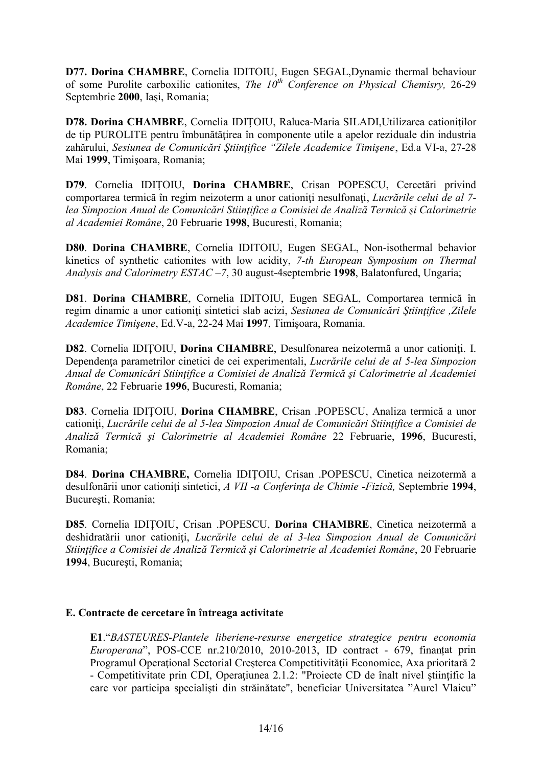**D77. Dorina CHAMBRE**, Cornelia IDITOIU, Eugen SEGAL,Dynamic thermal behaviour of some Purolite carboxilic cationites, *The 10th Conference on Physical Chemisry,* 26-29 Septembrie **2000**, Iaşi, Romania;

**D78. Dorina CHAMBRE**, Cornelia IDIȚOIU, Raluca-Maria SILADI,Utilizarea cationiţilor de tip PUROLITE pentru îmbunătăţirea în componente utile a apelor reziduale din industria zahărului, *Sesiunea de Comunicări Ştiinţifice "Zilele Academice Timişene*, Ed.a VI-a, 27-28 Mai **1999**, Timişoara, Romania;

**D79**. Cornelia IDIȚOIU, **Dorina CHAMBRE**, Crisan POPESCU, Cercetări privind comportarea termică în regim neizoterm a unor cationiţi nesulfonaţi, *Lucrările celui de al 7-lea Simpozion Anual de Comunicări Stiinţifice a Comisiei de Analiză Termică şi Calorimetrie al Academiei Române*, 20 Februarie **1998**, Bucuresti, Romania;

**D80**. **Dorina CHAMBRE**, Cornelia IDITOIU, Eugen SEGAL, Non-isothermal behavior kinetics of synthetic cationites with low acidity, *7-th European Symposium on Thermal Analysis and Calorimetry ESTAC –7*, 30 august-4septembrie **1998**, Balatonfured, Ungaria;

**D81**. **Dorina CHAMBRE**, Cornelia IDITOIU, Eugen SEGAL, Comportarea termică în regim dinamic a unor cationiţi sintetici slab acizi, *Sesiunea de Comunicări Ştiinţifice ,Zilele Academice Timişene*, Ed.V-a, 22-24 Mai **1997**, Timişoara, Romania.

**D82**. Cornelia IDIȚOIU, **Dorina CHAMBRE**, Desulfonarea neizotermă a unor cationiţi. I. Dependenţa parametrilor cinetici de cei experimentali, *Lucrările celui de al 5-lea Simpozion Anual de Comunicări Stiinţifice a Comisiei de Analiză Termică şi Calorimetrie al Academiei Române*, 22 Februarie **1996**, Bucuresti, Romania;

**D83**. Cornelia IDIȚOIU, **Dorina CHAMBRE**, Crisan .POPESCU, Analiza termică a unor cationiţi, *Lucrările celui de al 5-lea Simpozion Anual de Comunicări Stiinţifice a Comisiei de Analiză Termică şi Calorimetrie al Academiei Române* 22 Februarie, **1996**, Bucuresti, Romania;

**D84**. **Dorina CHAMBRE,** Cornelia IDIȚOIU, Crisan .POPESCU, Cinetica neizotermă a desulfonării unor cationiţi sintetici, *A VII -a Conferinţa de Chimie -Fizică,* Septembrie **1994**, Bucureşti, Romania;

**D85**. Cornelia IDIȚOIU, Crisan .POPESCU, **Dorina CHAMBRE**, Cinetica neizotermă a deshidratării unor cationiţi, *Lucrările celui de al 3-lea Simpozion Anual de Comunicări Stiinţifice a Comisiei de Analiză Termică şi Calorimetrie al Academiei Române*, 20 Februarie **1994**, Bucureşti, Romania;

**E. Contracte de cercetare în întreaga activitate**

**E1**."*BASTEURES-Plantele liberiene-resurse energetice strategice pentru economia Europerana*", POS-CCE nr.210/2010, 2010-2013, ID contract - 679, finanţat prin Programul Operaţional Sectorial Creşterea Competitivităţii Economice, Axa prioritară 2 - Competitivitate prin CDI, Operaţiunea 2.1.2: "Proiecte CD de înalt nivel ştiinţific la care vor participa specialişti din străinătate", beneficiar Universitatea "Aurel Vlaicu"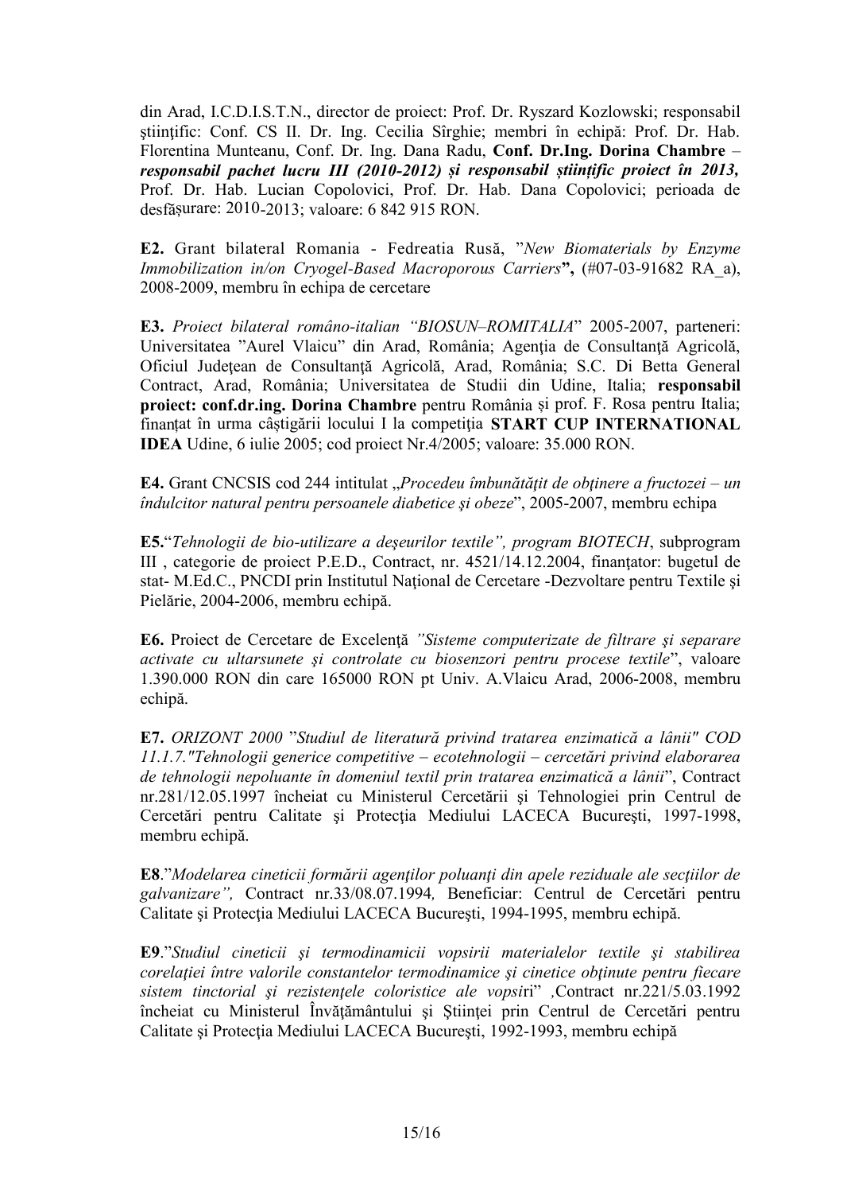din Arad, I.C.D.I.S.T.N., director de proiect: Prof. Dr. Ryszard Kozlowski; responsabil ştiinţific: Conf. CS II. Dr. Ing. Cecilia Sîrghie; membri în echipă: Prof. Dr. Hab. Florentina Munteanu, Conf. Dr. Ing. Dana Radu, **Conf. Dr.Ing. Dorina Chambre** – ***responsabil pachet lucru III (2010-2012) și responsabil științific proiect în 2013,*** Prof. Dr. Hab. Lucian Copolovici, Prof. Dr. Hab. Dana Copolovici; perioada de desfășurare: 2010-2013; valoare: 6 842 915 RON.

**E2.** Grant bilateral Romania - Fedreatia Rusă, "*New Biomaterials by Enzyme Immobilization in/on Cryogel-Based Macroporous Carriers***",** (#07-03-91682 RA_a), 2008-2009, membru în echipa de cercetare

**E3.** *Proiect bilateral româno-italian "BIOSUN–ROMITALIA*" 2005-2007, parteneri: Universitatea "Aurel Vlaicu" din Arad, România; Agenţia de Consultanţă Agricolă, Oficiul Judeţean de Consultanţă Agricolă, Arad, România; S.C. Di Betta General Contract, Arad, România; Universitatea de Studii din Udine, Italia; **responsabil proiect: conf.dr.ing. Dorina Chambre** pentru România și prof. F. Rosa pentru Italia; finanţat în urma câștigării locului I la competiția **START CUP INTERNATIONAL IDEA** Udine, 6 iulie 2005; cod proiect Nr.4/2005; valoare: 35.000 RON.

**E4.** Grant CNCSIS cod 244 intitulat „*Procedeu îmbunătăţit de obţinere a fructozei – un îndulcitor natural pentru persoanele diabetice şi obeze*", 2005-2007, membru echipa

**E5.**"*Tehnologii de bio-utilizare a deşeurilor textile", program BIOTECH*, subprogram III , categorie de proiect P.E.D., Contract, nr. 4521/14.12.2004, finanţator: bugetul de stat- M.Ed.C., PNCDI prin Institutul Naţional de Cercetare -Dezvoltare pentru Textile şi Pielărie, 2004-2006, membru echipă.

**E6.** Proiect de Cercetare de Excelenţă *"Sisteme computerizate de filtrare şi separare activate cu ultarsunete şi controlate cu biosenzori pentru procese textile*", valoare 1.390.000 RON din care 165000 RON pt Univ. A.Vlaicu Arad, 2006-2008, membru echipă.

**E7.** *ORIZONT 2000 "Studiul de literatură privind tratarea enzimatică a lânii" COD 11.1.7."Tehnologii generice competitive – ecotehnologii – cercetări privind elaborarea de tehnologii nepoluante în domeniul textil prin tratarea enzimatică a lânii*", Contract nr.281/12.05.1997 încheiat cu Ministerul Cercetării şi Tehnologiei prin Centrul de Cercetări pentru Calitate şi Protecţia Mediului LACECA Bucureşti, 1997-1998, membru echipă.

**E8**."*Modelarea cineticii formării agenţilor poluanţi din apele reziduale ale secţiilor de galvanizare",* Contract nr.33/08.07.1994*,* Beneficiar: Centrul de Cercetări pentru Calitate şi Protecţia Mediului LACECA Bucureşti, 1994-1995, membru echipă.

**E9**."*Studiul cineticii şi termodinamicii vopsirii materialelor textile şi stabilirea corelaţiei între valorile constantelor termodinamice şi cinetice obţinute pentru fiecare sistem tinctorial şi rezistenţele coloristice ale vopsi*ri" *,*Contract nr.221/5.03.1992 încheiat cu Ministerul Învăţământului şi Ştiinţei prin Centrul de Cercetări pentru Calitate şi Protecţia Mediului LACECA Bucureşti, 1992-1993, membru echipă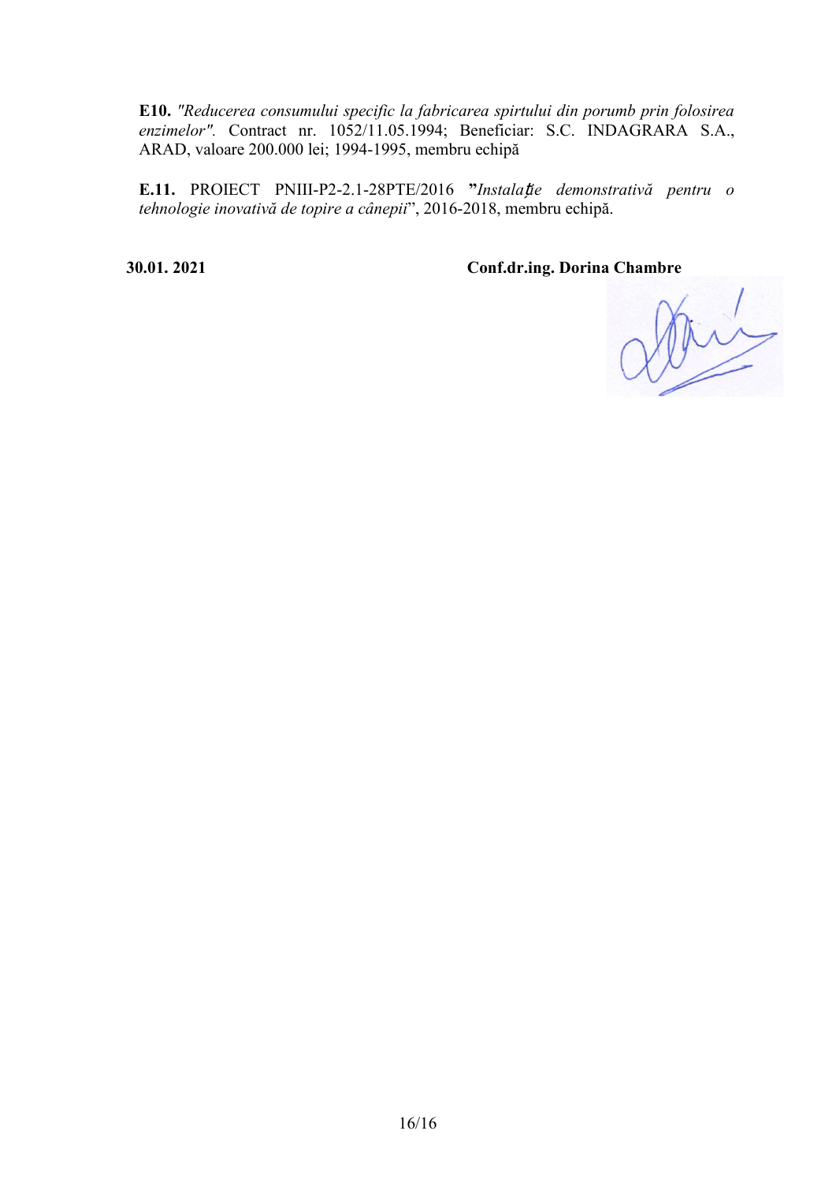**E10.** *"Reducerea consumului specific la fabricarea spirtului din porumb prin folosirea enzimelor".* Contract nr. 1052/11.05.1994; Beneficiar: S.C. INDAGRARA S.A., ARAD, valoare 200.000 lei; 1994-1995, membru echipă

**E.11.** PROIECT PNIII-P2-2.1-28PTE/2016 **"***Instalaţie demonstrativă pentru o tehnologie inovativă de topire a cânepii*", 2016-2018, membru echipă.

**30.01. 2021** **Conf.dr.ing. Dorina Chambre**